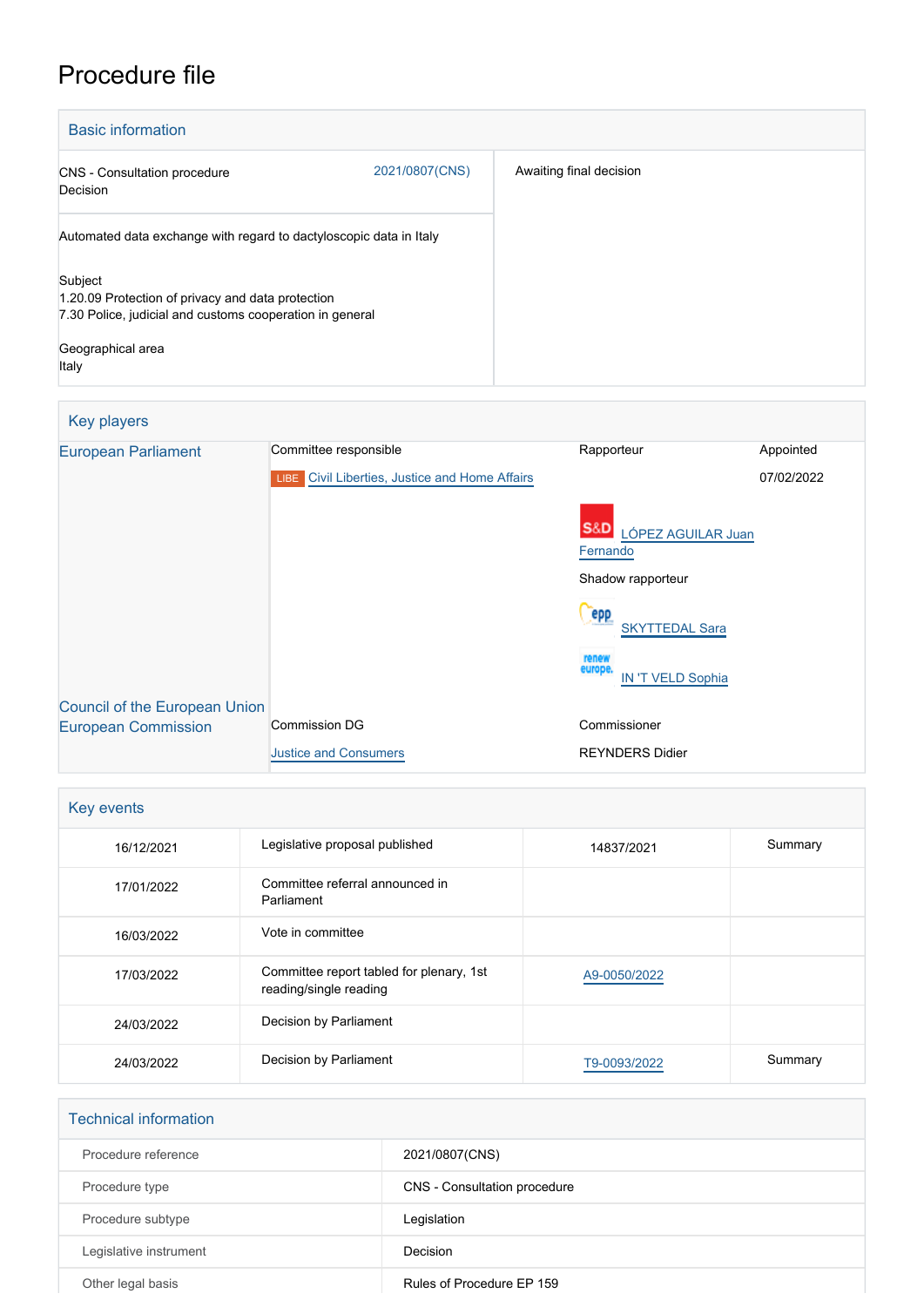# Procedure file

## Basic information

| | | |
|---|---|---|
| CNS - Consultation procedure<br>Decision | 2021/0807(CNS) | Awaiting final decision |
| Automated data exchange with regard to dactyloscopic data in Italy<br><br>Subject<br>1.20.09 Protection of privacy and data protection<br>7.30 Police, judicial and customs cooperation in general<br><br>Geographical area<br>Italy | | |

## Key players

| | | | |
|---|---|---|---|
| European Parliament | Committee responsible | Rapporteur | Appointed |
| | LIBE Civil Liberties, Justice and Home Affairs | | 07/02/2022 |
| | | S&D LÓPEZ AGUILAR Juan Fernando | |
| | | Shadow rapporteur | |
| | | EPP SKYTTEDAL Sara | |
| | | Renew Europe IN 'T VELD Sophia | |
| Council of the European Union | | | |
| European Commission | Commission DG | Commissioner | |
| | Justice and Consumers | REYNDERS Didier | |

## Key events

| | | | |
|---|---|---|---|
| 16/12/2021 | Legislative proposal published | 14837/2021 | Summary |
| 17/01/2022 | Committee referral announced in Parliament | | |
| 16/03/2022 | Vote in committee | | |
| 17/03/2022 | Committee report tabled for plenary, 1st reading/single reading | A9-0050/2022 | |
| 24/03/2022 | Decision by Parliament | | |
| 24/03/2022 | Decision by Parliament | T9-0093/2022 | Summary |

## Technical information

| | |
|---|---|
| Procedure reference | 2021/0807(CNS) |
| Procedure type | CNS - Consultation procedure |
| Procedure subtype | Legislation |
| Legislative instrument | Decision |
| Other legal basis | Rules of Procedure EP 159 |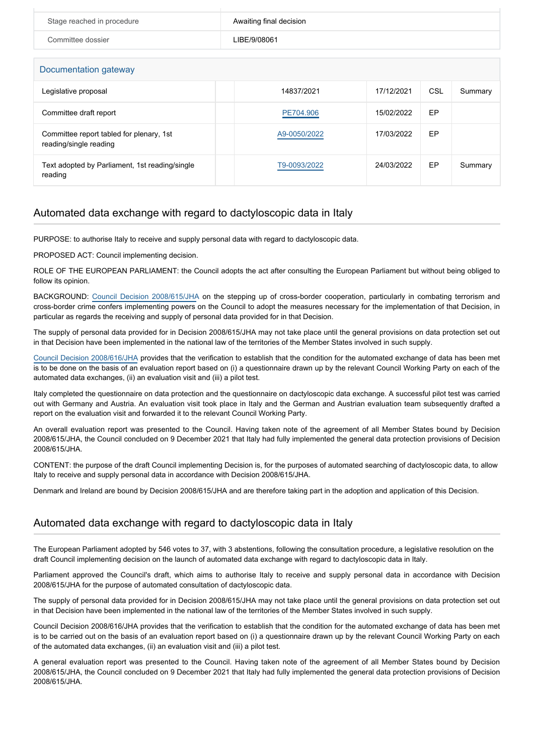| | |
|---|---|
| Stage reached in procedure | Awaiting final decision |
| Committee dossier | LIBE/9/08061 |

## Documentation gateway

| | | | | | |
|---|---|---|---|---|---|
| Legislative proposal | | 14837/2021 | 17/12/2021 | CSL | Summary |
| Committee draft report | | PE704.906 | 15/02/2022 | EP | |
| Committee report tabled for plenary, 1st reading/single reading | | A9-0050/2022 | 17/03/2022 | EP | |
| Text adopted by Parliament, 1st reading/single reading | | T9-0093/2022 | 24/03/2022 | EP | Summary |

## Automated data exchange with regard to dactyloscopic data in Italy

PURPOSE: to authorise Italy to receive and supply personal data with regard to dactyloscopic data.

PROPOSED ACT: Council implementing decision.

ROLE OF THE EUROPEAN PARLIAMENT: the Council adopts the act after consulting the European Parliament but without being obliged to follow its opinion.

BACKGROUND: Council Decision 2008/615/JHA on the stepping up of cross-border cooperation, particularly in combating terrorism and cross-border crime confers implementing powers on the Council to adopt the measures necessary for the implementation of that Decision, in particular as regards the receiving and supply of personal data provided for in that Decision.

The supply of personal data provided for in Decision 2008/615/JHA may not take place until the general provisions on data protection set out in that Decision have been implemented in the national law of the territories of the Member States involved in such supply.

Council Decision 2008/616/JHA provides that the verification to establish that the condition for the automated exchange of data has been met is to be done on the basis of an evaluation report based on (i) a questionnaire drawn up by the relevant Council Working Party on each of the automated data exchanges, (ii) an evaluation visit and (iii) a pilot test.

Italy completed the questionnaire on data protection and the questionnaire on dactyloscopic data exchange. A successful pilot test was carried out with Germany and Austria. An evaluation visit took place in Italy and the German and Austrian evaluation team subsequently drafted a report on the evaluation visit and forwarded it to the relevant Council Working Party.

An overall evaluation report was presented to the Council. Having taken note of the agreement of all Member States bound by Decision 2008/615/JHA, the Council concluded on 9 December 2021 that Italy had fully implemented the general data protection provisions of Decision 2008/615/JHA.

CONTENT: the purpose of the draft Council implementing Decision is, for the purposes of automated searching of dactyloscopic data, to allow Italy to receive and supply personal data in accordance with Decision 2008/615/JHA.

Denmark and Ireland are bound by Decision 2008/615/JHA and are therefore taking part in the adoption and application of this Decision.

## Automated data exchange with regard to dactyloscopic data in Italy

The European Parliament adopted by 546 votes to 37, with 3 abstentions, following the consultation procedure, a legislative resolution on the draft Council implementing decision on the launch of automated data exchange with regard to dactyloscopic data in Italy.

Parliament approved the Council's draft, which aims to authorise Italy to receive and supply personal data in accordance with Decision 2008/615/JHA for the purpose of automated consultation of dactyloscopic data.

The supply of personal data provided for in Decision 2008/615/JHA may not take place until the general provisions on data protection set out in that Decision have been implemented in the national law of the territories of the Member States involved in such supply.

Council Decision 2008/616/JHA provides that the verification to establish that the condition for the automated exchange of data has been met is to be carried out on the basis of an evaluation report based on (i) a questionnaire drawn up by the relevant Council Working Party on each of the automated data exchanges, (ii) an evaluation visit and (iii) a pilot test.

A general evaluation report was presented to the Council. Having taken note of the agreement of all Member States bound by Decision 2008/615/JHA, the Council concluded on 9 December 2021 that Italy had fully implemented the general data protection provisions of Decision 2008/615/JHA.